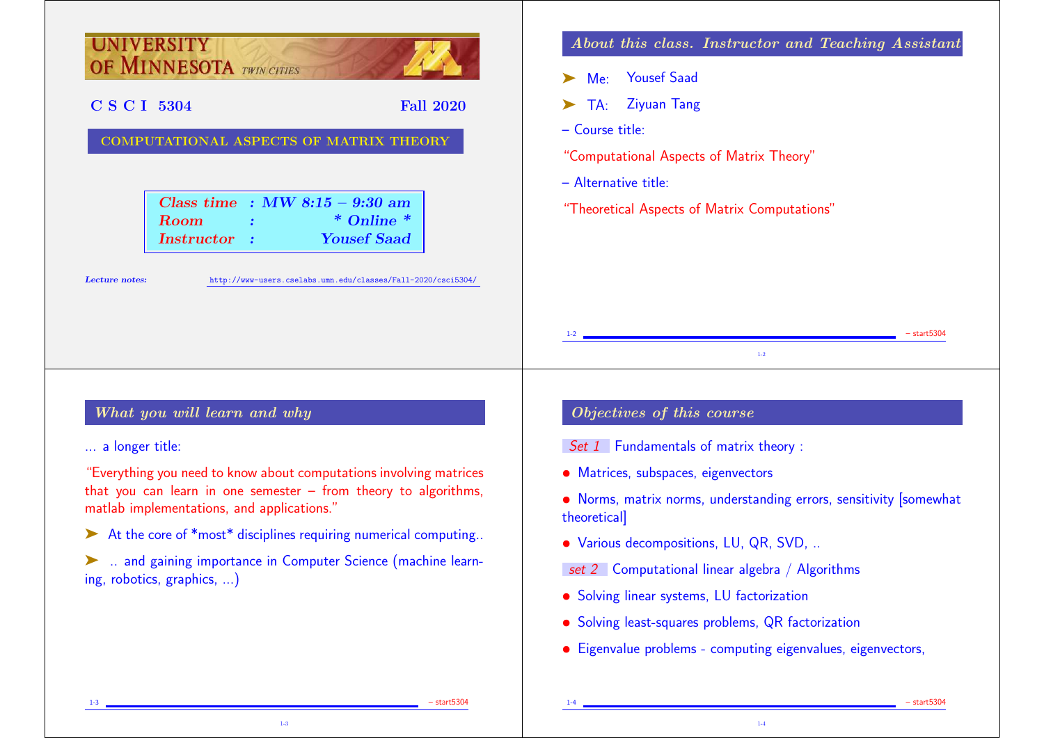# UNIVERSITY OF MINNESOTA TWIN CITIES

**C S C I 5304** **Fall 2020**

**COMPUTATIONAL ASPECTS OF MATRIX THEORY**

| | | |
|---|---|---|
| *Class time* | : | *MW 8:15 – 9:30 am* |
| *Room* | : | *\* Online \** |
| *Instructor* | : | *Yousef Saad* |

*Lecture notes:* http://www-users.cselabs.umn.edu/classes/Fall-2020/csci5304/

## About this class. Instructor and Teaching Assistant

➤ Me: Yousef Saad

➤ TA: Ziyuan Tang

– Course title:

"Computational Aspects of Matrix Theory"

– Alternative title:

"Theoretical Aspects of Matrix Computations"

## What you will learn and why

... a longer title:

"Everything you need to know about computations involving matrices that you can learn in one semester – from theory to algorithms, matlab implementations, and applications."

➤ At the core of \*most\* disciplines requiring numerical computing..

➤ .. and gaining importance in Computer Science (machine learning, robotics, graphics, ...)

## Objectives of this course

*Set 1* Fundamentals of matrix theory :

- Matrices, subspaces, eigenvectors
- Norms, matrix norms, understanding errors, sensitivity [somewhat theoretical]
- Various decompositions, LU, QR, SVD, ..

*set 2* Computational linear algebra / Algorithms

- Solving linear systems, LU factorization
- Solving least-squares problems, QR factorization
- Eigenvalue problems - computing eigenvalues, eigenvectors,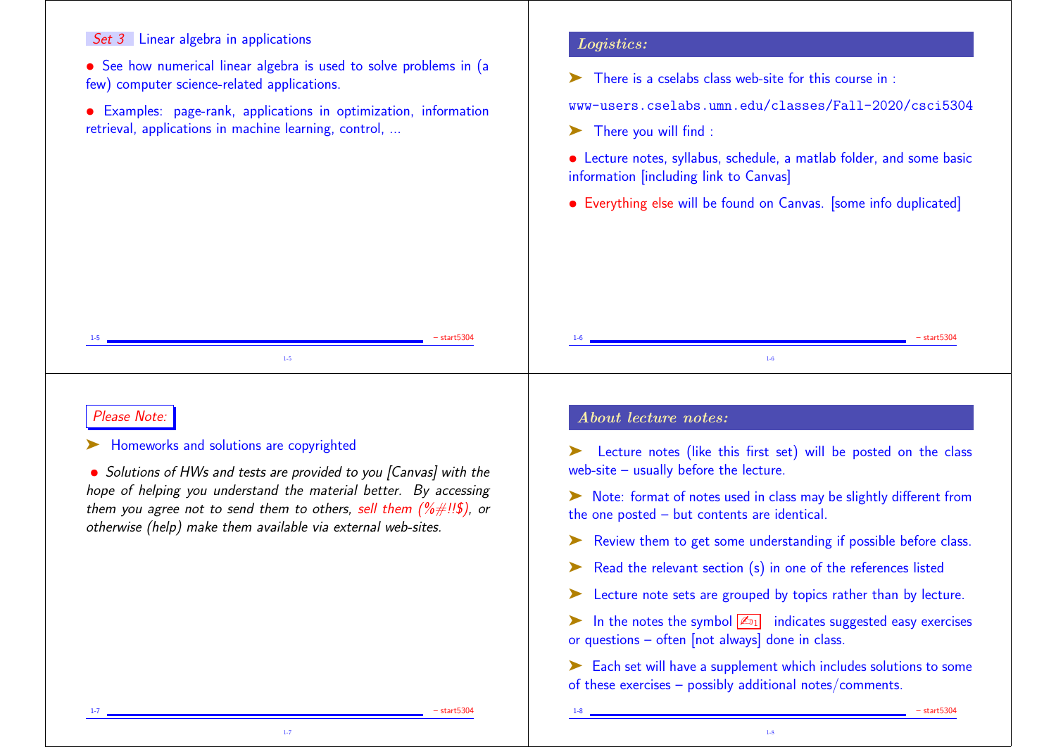## Set 3 Linear algebra in applications

- See how numerical linear algebra is used to solve problems in (a few) computer science-related applications.
- Examples: page-rank, applications in optimization, information retrieval, applications in machine learning, control, ...

## Logistics:

➤ There is a cselabs class web-site for this course in :

www-users.cselabs.umn.edu/classes/Fall-2020/csci5304

➤ There you will find :

- Lecture notes, syllabus, schedule, a matlab folder, and some basic information [including link to Canvas]
- Everything else will be found on Canvas. [some info duplicated]

## Please Note:

➤ Homeworks and solutions are copyrighted

- *Solutions of HWs and tests are provided to you [Canvas] with the hope of helping you understand the material better. By accessing them you agree not to send them to others, sell them (%#!!$), or otherwise (help) make them available via external web-sites.*

## About lecture notes:

➤ Lecture notes (like this first set) will be posted on the class web-site – usually before the lecture.

➤ Note: format of notes used in class may be slightly different from the one posted – but contents are identical.

➤ Review them to get some understanding if possible before class.

➤ Read the relevant section (s) in one of the references listed

➤ Lecture note sets are grouped by topics rather than by lecture.

➤ In the notes the symbol ✍$_{D1}$ indicates suggested easy exercises or questions – often [not always] done in class.

➤ Each set will have a supplement which includes solutions to some of these exercises – possibly additional notes/comments.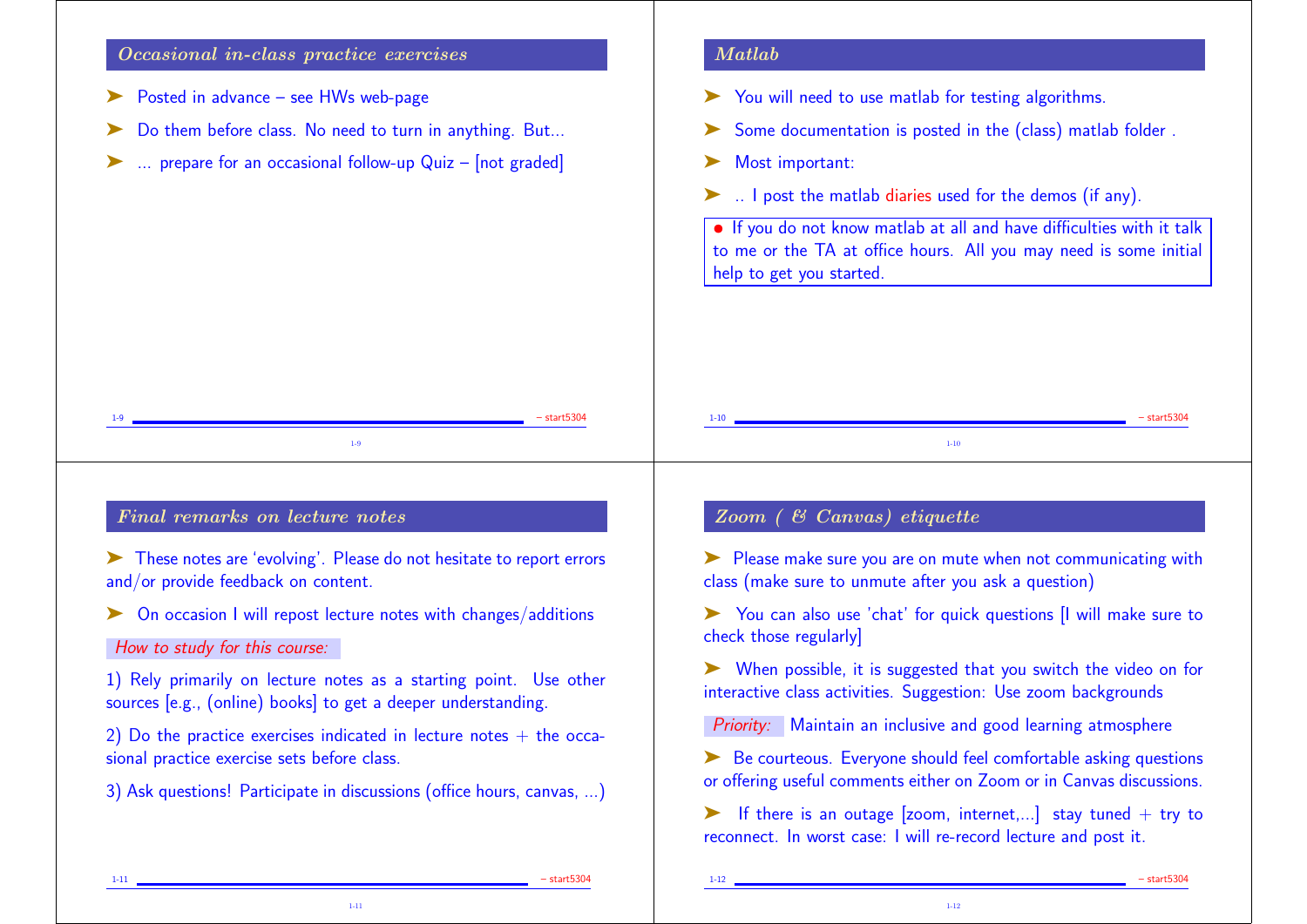## *Occasional in-class practice exercises*

- Posted in advance – see HWs web-page
- Do them before class. No need to turn in anything. But...
- ... prepare for an occasional follow-up Quiz – [not graded]

## *Matlab*

- You will need to use matlab for testing algorithms.
- Some documentation is posted in the (class) matlab folder .
- Most important:
- .. I post the matlab diaries used for the demos (if any).

• If you do not know matlab at all and have difficulties with it talk to me or the TA at office hours. All you may need is some initial help to get you started.

## *Final remarks on lecture notes*

- These notes are 'evolving'. Please do not hesitate to report errors and/or provide feedback on content.
- On occasion I will repost lecture notes with changes/additions

*How to study for this course:*

1) Rely primarily on lecture notes as a starting point. Use other sources [e.g., (online) books] to get a deeper understanding.

2) Do the practice exercises indicated in lecture notes + the occasional practice exercise sets before class.

3) Ask questions! Participate in discussions (office hours, canvas, ...)

## *Zoom ( & Canvas) etiquette*

- Please make sure you are on mute when not communicating with class (make sure to unmute after you ask a question)
- You can also use 'chat' for quick questions [I will make sure to check those regularly]
- When possible, it is suggested that you switch the video on for interactive class activities. Suggestion: Use zoom backgrounds

*Priority:* Maintain an inclusive and good learning atmosphere

- Be courteous. Everyone should feel comfortable asking questions or offering useful comments either on Zoom or in Canvas discussions.
- If there is an outage [zoom, internet,...] stay tuned + try to reconnect. In worst case: I will re-record lecture and post it.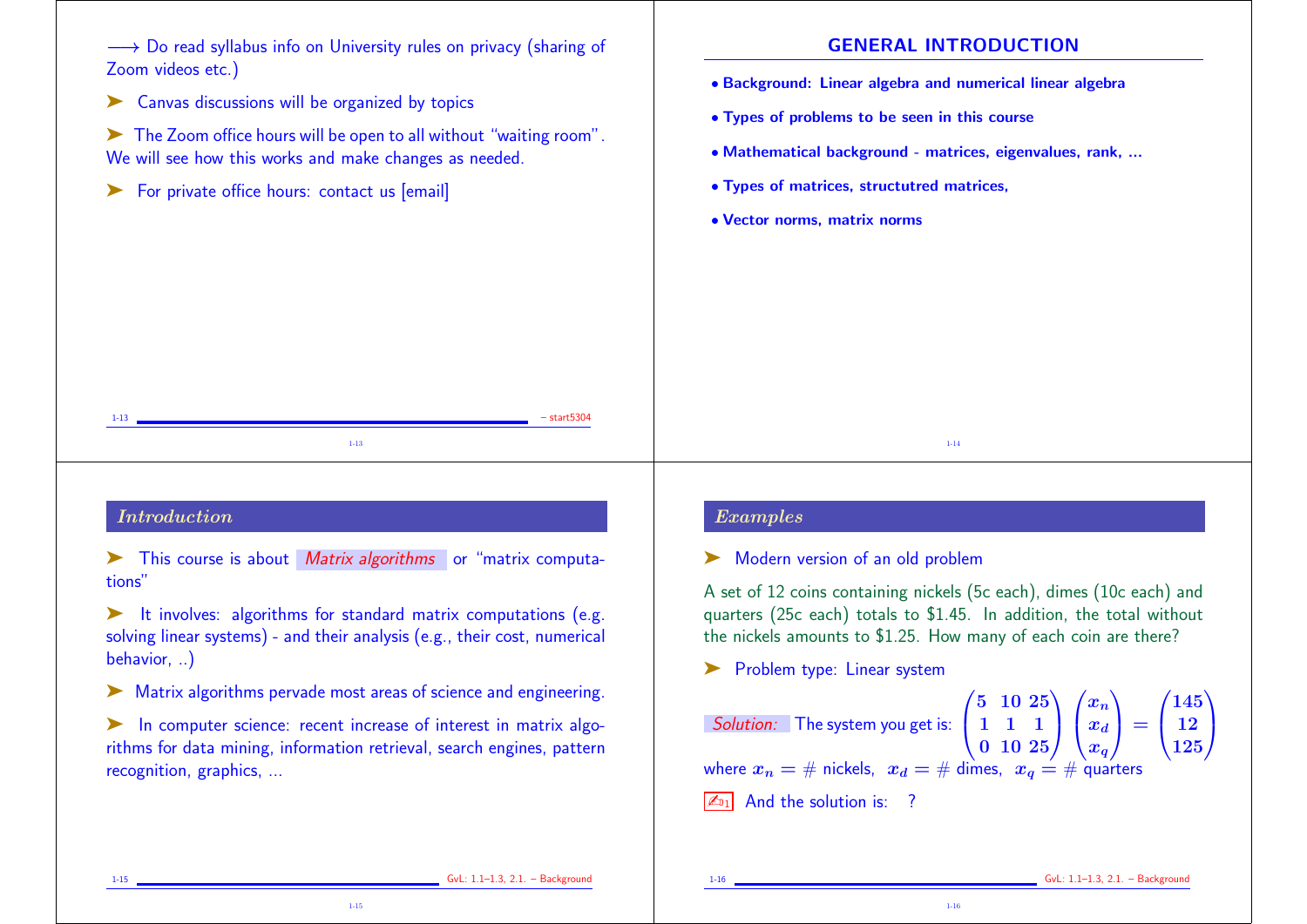⟶ Do read syllabus info on University rules on privacy (sharing of Zoom videos etc.)

➤ Canvas discussions will be organized by topics

➤ The Zoom office hours will be open to all without "waiting room". We will see how this works and make changes as needed.

➤ For private office hours: contact us [email]

## GENERAL INTRODUCTION

- **Background: Linear algebra and numerical linear algebra**
- **Types of problems to be seen in this course**
- **Mathematical background - matrices, eigenvalues, rank, ...**
- **Types of matrices, structutred matrices,**
- **Vector norms, matrix norms**

## *Introduction*

➤ This course is about *Matrix algorithms* or "matrix computations"

➤ It involves: algorithms for standard matrix computations (e.g. solving linear systems) - and their analysis (e.g., their cost, numerical behavior, ..)

➤ Matrix algorithms pervade most areas of science and engineering.

➤ In computer science: recent increase of interest in matrix algorithms for data mining, information retrieval, search engines, pattern recognition, graphics, ...

## *Examples*

➤ Modern version of an old problem

A set of 12 coins containing nickels (5c each), dimes (10c each) and quarters (25c each) totals to $1.45. In addition, the total without the nickels amounts to $1.25. How many of each coin are there?

➤ Problem type: Linear system

*Solution:* The system you get is: $\begin{pmatrix} 5 & 10 & 25 \\ 1 & 1 & 1 \\ 0 & 10 & 25 \end{pmatrix} \begin{pmatrix} x_n \\ x_d \\ x_q \end{pmatrix} = \begin{pmatrix} 145 \\ 12 \\ 125 \end{pmatrix}$

where $x_n = \#$ nickels, $x_d = \#$ dimes, $x_q = \#$ quarters

✍ And the solution is: ?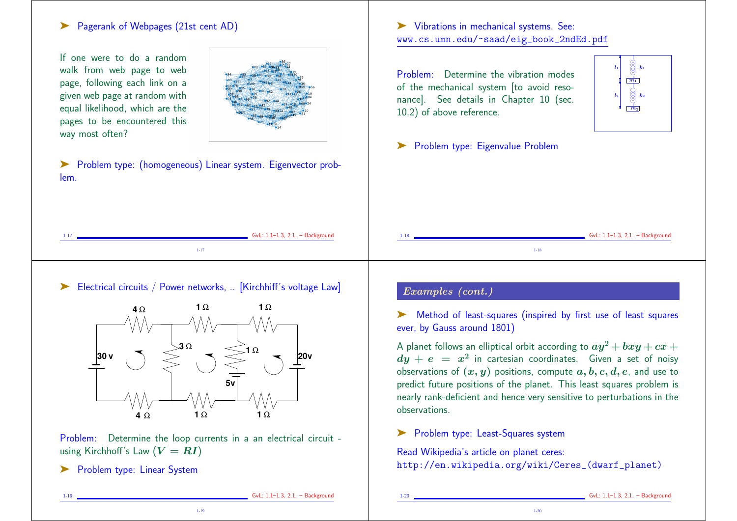➤ Pagerank of Webpages (21st cent AD)

If one were to do a random walk from web page to web page, following each link on a given web page at random with equal likelihood, which are the pages to be encountered this way most often?

➤ Problem type: (homogeneous) Linear system. Eigenvector problem.

➤ Vibrations in mechanical systems. See: www.cs.umn.edu/~saad/eig_book_2ndEd.pdf

Problem: Determine the vibration modes of the mechanical system [to avoid resonance]. See details in Chapter 10 (sec. 10.2) of above reference.

➤ Problem type: Eigenvalue Problem

➤ Electrical circuits / Power networks, .. [Kirchhiff's voltage Law]

Problem: Determine the loop currents in a an electrical circuit - using Kirchhoff's Law ($V = RI$)

➤ Problem type: Linear System

## *Examples (cont.)*

➤ Method of least-squares (inspired by first use of least squares ever, by Gauss around 1801)

A planet follows an elliptical orbit according to $ay^2 + bxy + cx + dy + e = x^2$ in cartesian coordinates. Given a set of noisy observations of $(x, y)$ positions, compute $a, b, c, d, e$, and use to predict future positions of the planet. This least squares problem is nearly rank-deficient and hence very sensitive to perturbations in the observations.

➤ Problem type: Least-Squares system

Read Wikipedia's article on planet ceres:
http://en.wikipedia.org/wiki/Ceres_(dwarf_planet)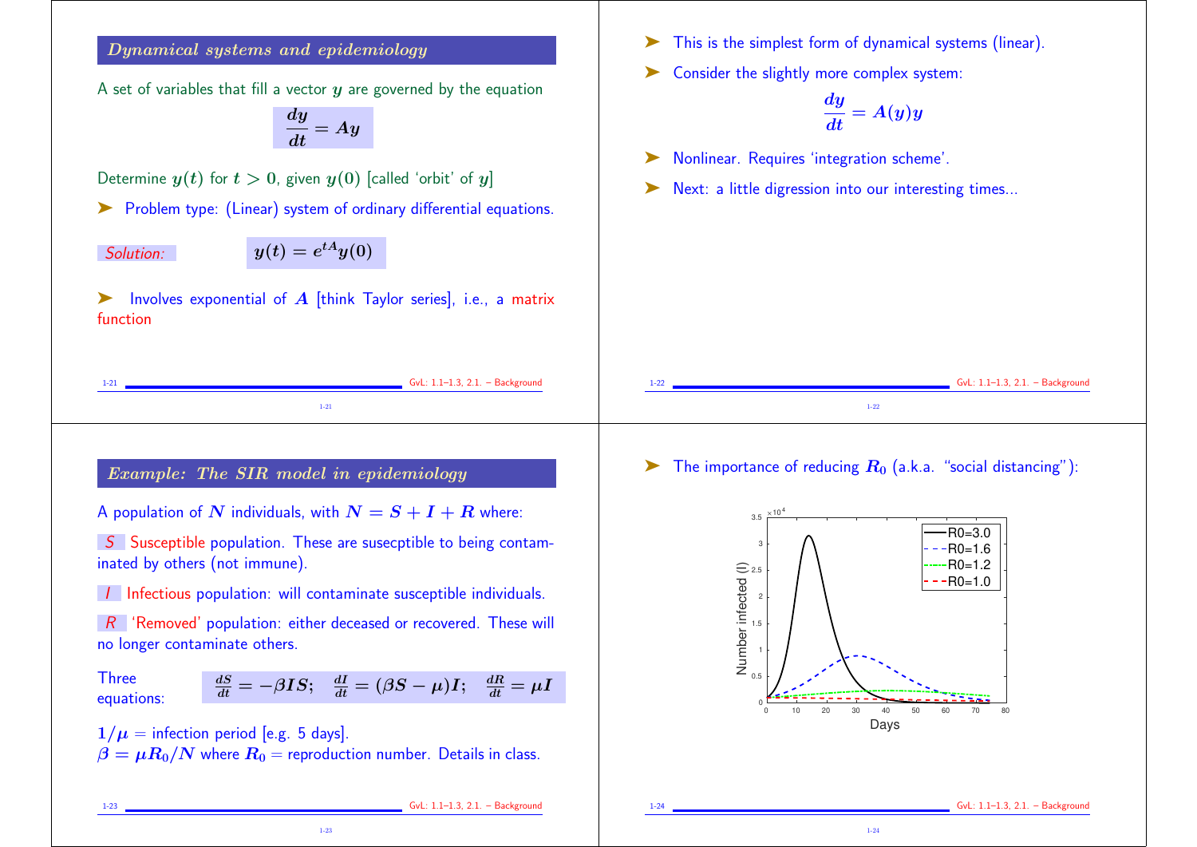## Dynamical systems and epidemiology

A set of variables that fill a vector $y$ are governed by the equation

$$\frac{dy}{dt} = Ay$$

Determine $y(t)$ for $t > 0$, given $y(0)$ [called 'orbit' of $y$]

➤ Problem type: (Linear) system of ordinary differential equations.

*Solution:* $$y(t) = e^{tA}y(0)$$

➤ Involves exponential of $A$ [think Taylor series], i.e., a matrix function

---

➤ This is the simplest form of dynamical systems (linear).

➤ Consider the slightly more complex system:

$$\frac{dy}{dt} = A(y)y$$

➤ Nonlinear. Requires 'integration scheme'.

➤ Next: a little digression into our interesting times...

---

## Example: The SIR model in epidemiology

A population of $N$ individuals, with $N = S + I + R$ where:

*S* Susceptible population. These are susecptible to being contaminated by others (not immune).

*I* Infectious population: will contaminate susceptible individuals.

*R* 'Removed' population: either deceased or recovered. These will no longer contaminate others.

Three equations:

$$\frac{dS}{dt} = -\beta IS; \quad \frac{dI}{dt} = (\beta S - \mu)I; \quad \frac{dR}{dt} = \mu I$$

$1/\mu$ = infection period [e.g. 5 days].
$\beta = \mu R_0/N$ where $R_0$ = reproduction number. Details in class.

---

➤ The importance of reducing $R_0$ (a.k.a. "social distancing"):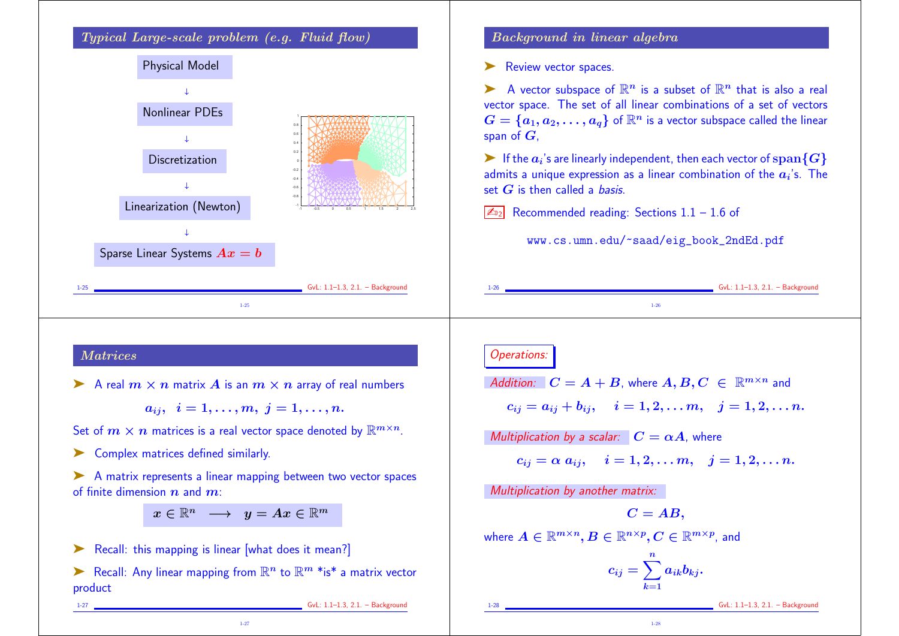## Typical Large-scale problem (e.g. Fluid flow)

Physical Model

↓

Nonlinear PDEs

↓

Discretization

↓

Linearization (Newton)

↓

Sparse Linear Systems $Ax = b$

## Background in linear algebra

➤ Review vector spaces.

➤ A vector subspace of $\mathbb{R}^n$ is a subset of $\mathbb{R}^n$ that is also a real vector space. The set of all linear combinations of a set of vectors $G = \{a_1, a_2, \ldots, a_q\}$ of $\mathbb{R}^n$ is a vector subspace called the linear span of $G$,

➤ If the $a_i$'s are linearly independent, then each vector of $\text{span}\{G\}$ admits a unique expression as a linear combination of the $a_i$'s. The set $G$ is then called a *basis*.

✍₂ Recommended reading: Sections 1.1 – 1.6 of

www.cs.umn.edu/~saad/eig_book_2ndEd.pdf

## Matrices

➤ A real $m \times n$ matrix $A$ is an $m \times n$ array of real numbers

$$a_{ij}, \quad i = 1, \ldots, m, \; j = 1, \ldots, n.$$

Set of $m \times n$ matrices is a real vector space denoted by $\mathbb{R}^{m \times n}$.

➤ Complex matrices defined similarly.

➤ A matrix represents a linear mapping between two vector spaces of finite dimension $n$ and $m$:

$$x \in \mathbb{R}^n \quad \longrightarrow \quad y = Ax \in \mathbb{R}^m$$

➤ Recall: this mapping is linear [what does it mean?]

➤ Recall: Any linear mapping from $\mathbb{R}^n$ to $\mathbb{R}^m$ *is* a matrix vector product

## *Operations:*

*Addition:* $C = A + B$, where $A, B, C \in \mathbb{R}^{m \times n}$ and

$$c_{ij} = a_{ij} + b_{ij}, \quad i = 1, 2, \ldots m, \quad j = 1, 2, \ldots n.$$

*Multiplication by a scalar:* $C = \alpha A$, where

$$c_{ij} = \alpha \; a_{ij}, \quad i = 1, 2, \ldots m, \quad j = 1, 2, \ldots n.$$

*Multiplication by another matrix:*

$$C = AB,$$

where $A \in \mathbb{R}^{m \times n}, B \in \mathbb{R}^{n \times p}, C \in \mathbb{R}^{m \times p}$, and

$$c_{ij} = \sum_{k=1}^{n} a_{ik} b_{kj}.$$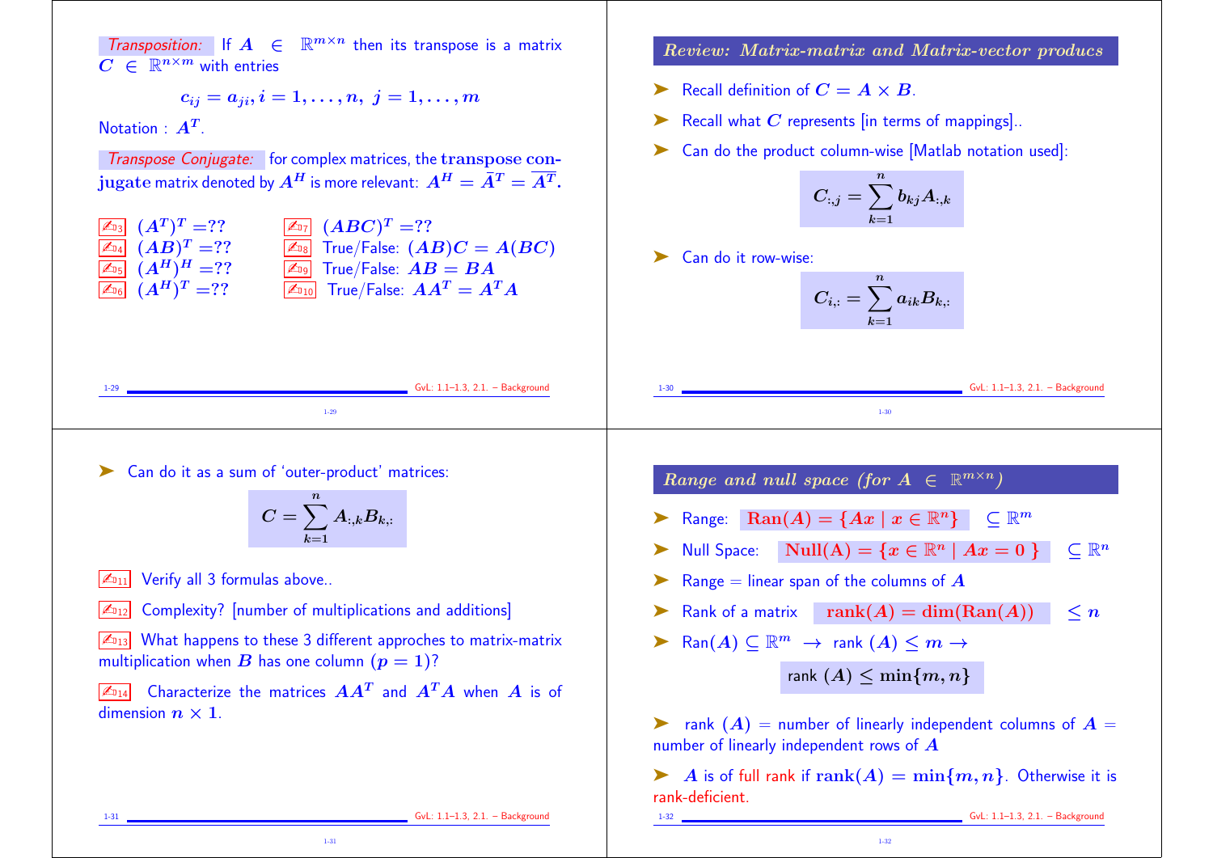*Transposition:* If $A \in \mathbb{R}^{m\times n}$ then its transpose is a matrix $C \in \mathbb{R}^{n\times m}$ with entries

$$c_{ij} = a_{ji}, i = 1,\ldots,n,\ j = 1,\ldots,m$$

Notation : $A^T$.

*Transpose Conjugate:* for complex matrices, the **transpose conjugate** matrix denoted by $A^H$ is more relevant: $A^H = \bar{A}^T = \overline{A^T}$.

- ✍D3 $(A^T)^T = ??$
- ✍D4 $(AB)^T = ??$
- ✍D5 $(A^H)^H = ??$
- ✍D6 $(A^H)^T = ??$
- ✍D7 $(ABC)^T = ??$
- ✍D8 True/False: $(AB)C = A(BC)$
- ✍D9 True/False: $AB = BA$
- ✍D10 True/False: $AA^T = A^TA$

## Review: Matrix-matrix and Matrix-vector producs

- Recall definition of $C = A \times B$.
- Recall what $C$ represents [in terms of mappings]..
- Can do the product column-wise [Matlab notation used]:

$$C_{:,j} = \sum_{k=1}^{n} b_{kj} A_{:,k}$$

- Can do it row-wise:

$$C_{i,:} = \sum_{k=1}^{n} a_{ik} B_{k,:}$$

- Can do it as a sum of 'outer-product' matrices:

$$C = \sum_{k=1}^{n} A_{:,k} B_{k,:}$$

✍D11 Verify all 3 formulas above..

✍D12 Complexity? [number of multiplications and additions]

✍D13 What happens to these 3 different approches to matrix-matrix multiplication when $B$ has one column ($p = 1$)?

✍D14 Characterize the matrices $AA^T$ and $A^TA$ when $A$ is of dimension $n \times 1$.

## Range and null space (for $A \in \mathbb{R}^{m\times n}$)

- Range: $\text{Ran}(A) = \{Ax \mid x \in \mathbb{R}^n\} \quad \subseteq \mathbb{R}^m$
- Null Space: $\text{Null(A)} = \{x \in \mathbb{R}^n \mid Ax = 0\} \quad \subseteq \mathbb{R}^n$
- Range = linear span of the columns of $A$
- Rank of a matrix $\text{rank}(A) = \dim(\text{Ran}(A)) \quad \leq n$
- $\text{Ran}(A) \subseteq \mathbb{R}^m \rightarrow \text{rank}(A) \leq m \rightarrow$

$$\text{rank}(A) \leq \min\{m, n\}$$

- rank $(A)$ = number of linearly independent columns of $A$ = number of linearly independent rows of $A$
- $A$ is of full rank if $\text{rank}(A) = \min\{m, n\}$. Otherwise it is rank-deficient.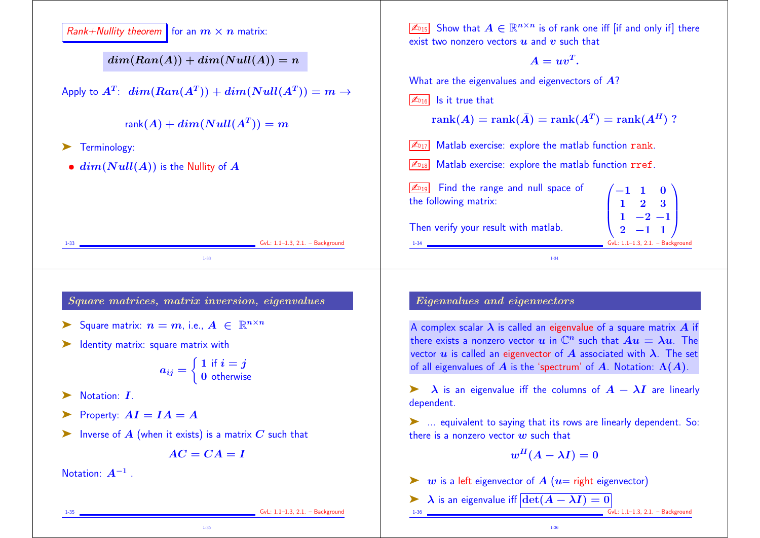Rank+Nullity theorem for an $m \times n$ matrix:

$$dim(Ran(A)) + dim(Null(A)) = n$$

Apply to $A^T$: $dim(Ran(A^T)) + dim(Null(A^T)) = m \rightarrow$

$$\text{rank}(A) + dim(Null(A^T)) = m$$

- Terminology:
  - $dim(Null(A))$ is the Nullity of $A$

15. Show that $A \in \mathbb{R}^{n \times n}$ is of rank one iff [if and only if] there exist two nonzero vectors $u$ and $v$ such that

$$A = uv^T.$$

What are the eigenvalues and eigenvectors of $A$?

16. Is it true that

$$\text{rank}(A) = \text{rank}(\bar{A}) = \text{rank}(A^T) = \text{rank}(A^H) \ ?$$

17. Matlab exercise: explore the matlab function `rank`.

18. Matlab exercise: explore the matlab function `rref`.

19. Find the range and null space of the following matrix:

$$\begin{pmatrix} -1 & 1 & 0 \\ 1 & 2 & 3 \\ 1 & -2 & -1 \\ 2 & -1 & 1 \end{pmatrix}$$

Then verify your result with matlab.

## Square matrices, matrix inversion, eigenvalues

- Square matrix: $n = m$, i.e., $A \in \mathbb{R}^{n \times n}$
- Identity matrix: square matrix with

$$a_{ij} = \begin{cases} 1 & \text{if } i = j \\ 0 & \text{otherwise} \end{cases}$$

- Notation: $I$.
- Property: $AI = IA = A$
- Inverse of $A$ (when it exists) is a matrix $C$ such that

$$AC = CA = I$$

Notation: $A^{-1}$ .

## Eigenvalues and eigenvectors

A complex scalar $\lambda$ is called an eigenvalue of a square matrix $A$ if there exists a nonzero vector $u$ in $\mathbb{C}^n$ such that $Au = \lambda u$. The vector $u$ is called an eigenvector of $A$ associated with $\lambda$. The set of all eigenvalues of $A$ is the 'spectrum' of $A$. Notation: $\Lambda(A)$.

- $\lambda$ is an eigenvalue iff the columns of $A - \lambda I$ are linearly dependent.
- ... equivalent to saying that its rows are linearly dependent. So: there is a nonzero vector $w$ such that

$$w^H(A - \lambda I) = 0$$

- $w$ is a left eigenvector of $A$ ($u$= right eigenvector)
- $\lambda$ is an eigenvalue iff $\det(A - \lambda I) = 0$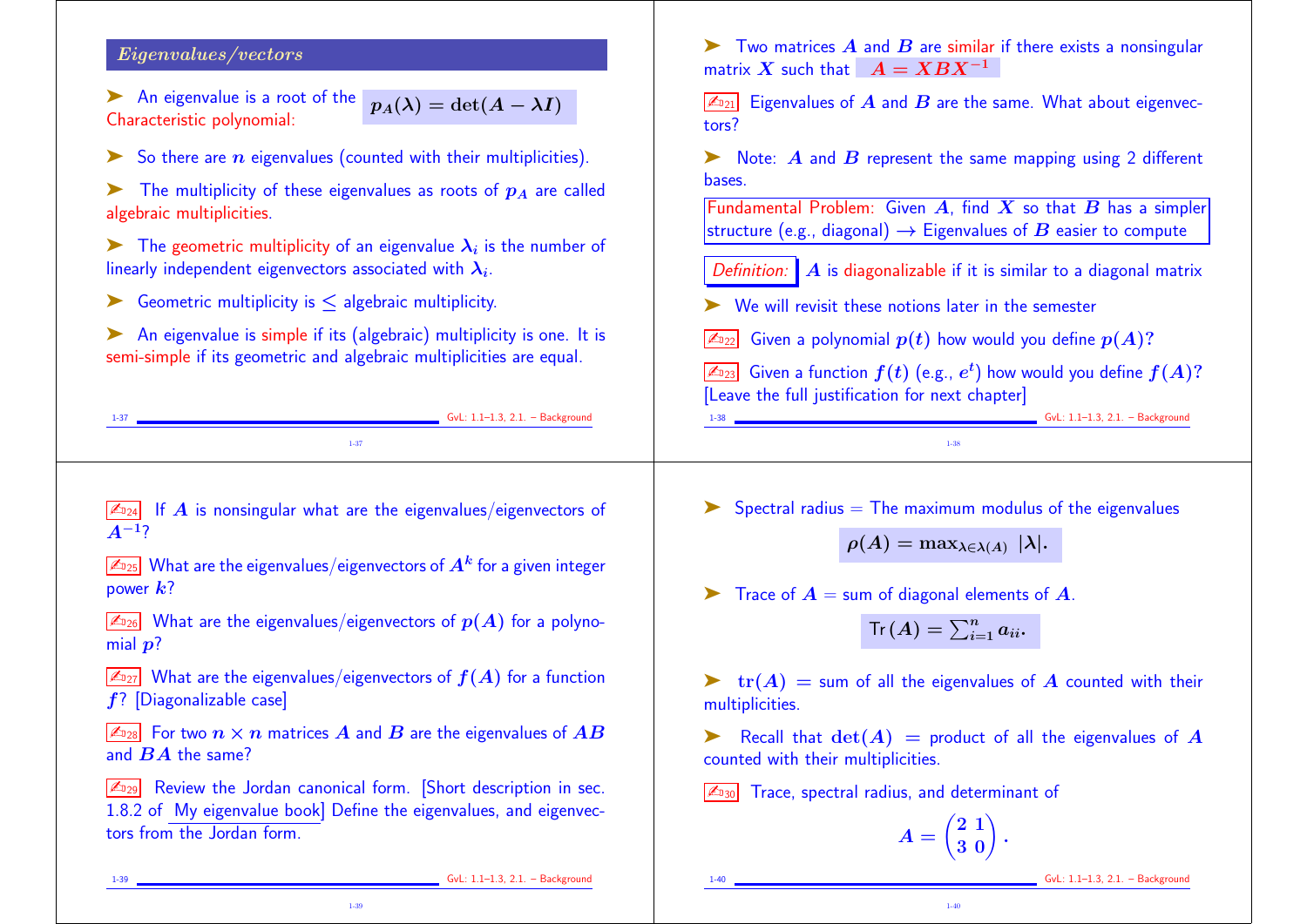## Eigenvalues/vectors

➤ An eigenvalue is a root of the Characteristic polynomial: $p_A(\lambda) = \det(A - \lambda I)$

➤ So there are $n$ eigenvalues (counted with their multiplicities).

➤ The multiplicity of these eigenvalues as roots of $p_A$ are called algebraic multiplicities.

➤ The geometric multiplicity of an eigenvalue $\lambda_i$ is the number of linearly independent eigenvectors associated with $\lambda_i$.

➤ Geometric multiplicity is $\leq$ algebraic multiplicity.

➤ An eigenvalue is simple if its (algebraic) multiplicity is one. It is semi-simple if its geometric and algebraic multiplicities are equal.

---

➤ Two matrices $A$ and $B$ are similar if there exists a nonsingular matrix $X$ such that $A = XBX^{-1}$

✍21 Eigenvalues of $A$ and $B$ are the same. What about eigenvectors?

➤ Note: $A$ and $B$ represent the same mapping using 2 different bases.

Fundamental Problem: Given $A$, find $X$ so that $B$ has a simpler structure (e.g., diagonal) $\rightarrow$ Eigenvalues of $B$ easier to compute

*Definition:* $A$ is diagonalizable if it is similar to a diagonal matrix

➤ We will revisit these notions later in the semester

✍22 Given a polynomial $p(t)$ how would you define $p(A)$?

✍23 Given a function $f(t)$ (e.g., $e^t$) how would you define $f(A)$? [Leave the full justification for next chapter]

---

✍24 If $A$ is nonsingular what are the eigenvalues/eigenvectors of $A^{-1}$?

✍25 What are the eigenvalues/eigenvectors of $A^k$ for a given integer power $k$?

✍26 What are the eigenvalues/eigenvectors of $p(A)$ for a polynomial $p$?

✍27 What are the eigenvalues/eigenvectors of $f(A)$ for a function $f$? [Diagonalizable case]

✍28 For two $n \times n$ matrices $A$ and $B$ are the eigenvalues of $AB$ and $BA$ the same?

✍29 Review the Jordan canonical form. [Short description in sec. 1.8.2 of My eigenvalue book] Define the eigenvalues, and eigenvectors from the Jordan form.

---

➤ Spectral radius = The maximum modulus of the eigenvalues

$$\rho(A) = \max_{\lambda \in \lambda(A)} |\lambda|.$$

➤ Trace of $A$ = sum of diagonal elements of $A$.

$$\mathrm{Tr}\,(A) = \sum_{i=1}^{n} a_{ii}.$$

➤ $\mathrm{tr}(A)$ = sum of all the eigenvalues of $A$ counted with their multiplicities.

➤ Recall that $\det(A)$ = product of all the eigenvalues of $A$ counted with their multiplicities.

✍30 Trace, spectral radius, and determinant of

$$A = \begin{pmatrix} 2 & 1 \\ 3 & 0 \end{pmatrix}.$$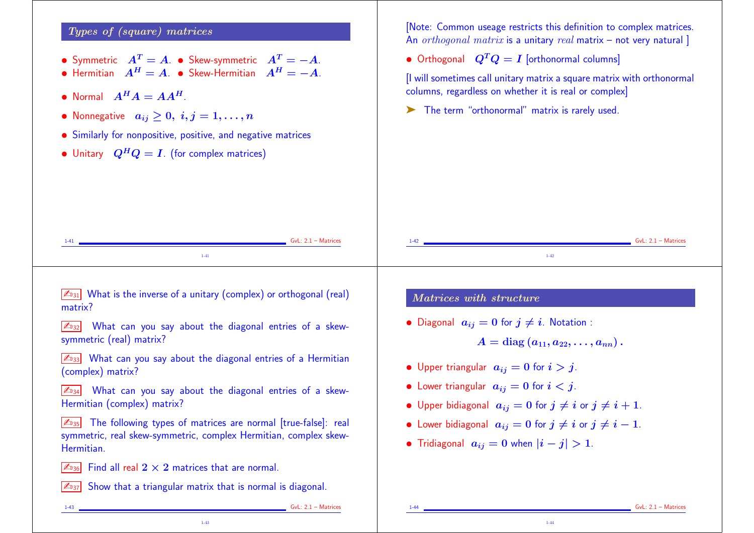## Types of (square) matrices

- Symmetric $A^T = A$.
- Skew-symmetric $A^T = -A$.
- Hermitian $A^H = A$.
- Skew-Hermitian $A^H = -A$.
- Normal $A^H A = A A^H$.
- Nonnegative $a_{ij} \geq 0, \; i, j = 1, \ldots, n$
- Similarly for nonpositive, positive, and negative matrices
- Unitary $Q^H Q = I$. (for complex matrices)

[Note: Common useage restricts this definition to complex matrices. An *orthogonal matrix* is a unitary *real* matrix – not very natural ]

- Orthogonal $Q^T Q = I$ [orthonormal columns]

[I will sometimes call unitary matrix a square matrix with orthonormal columns, regardless on whether it is real or complex]

➤ The term "orthonormal" matrix is rarely used.

D31 What is the inverse of a unitary (complex) or orthogonal (real) matrix?

D32 What can you say about the diagonal entries of a skew-symmetric (real) matrix?

D33 What can you say about the diagonal entries of a Hermitian (complex) matrix?

D34 What can you say about the diagonal entries of a skew-Hermitian (complex) matrix?

D35 The following types of matrices are normal [true-false]: real symmetric, real skew-symmetric, complex Hermitian, complex skew-Hermitian.

D36 Find all real $2 \times 2$ matrices that are normal.

D37 Show that a triangular matrix that is normal is diagonal.

## Matrices with structure

- Diagonal $a_{ij} = 0$ for $j \neq i$. Notation :

$$A = \mathbf{diag}\,(a_{11}, a_{22}, \ldots, a_{nn})\,.$$

- Upper triangular $a_{ij} = 0$ for $i > j$.
- Lower triangular $a_{ij} = 0$ for $i < j$.
- Upper bidiagonal $a_{ij} = 0$ for $j \neq i$ or $j \neq i + 1$.
- Lower bidiagonal $a_{ij} = 0$ for $j \neq i$ or $j \neq i - 1$.
- Tridiagonal $a_{ij} = 0$ when $|i - j| > 1$.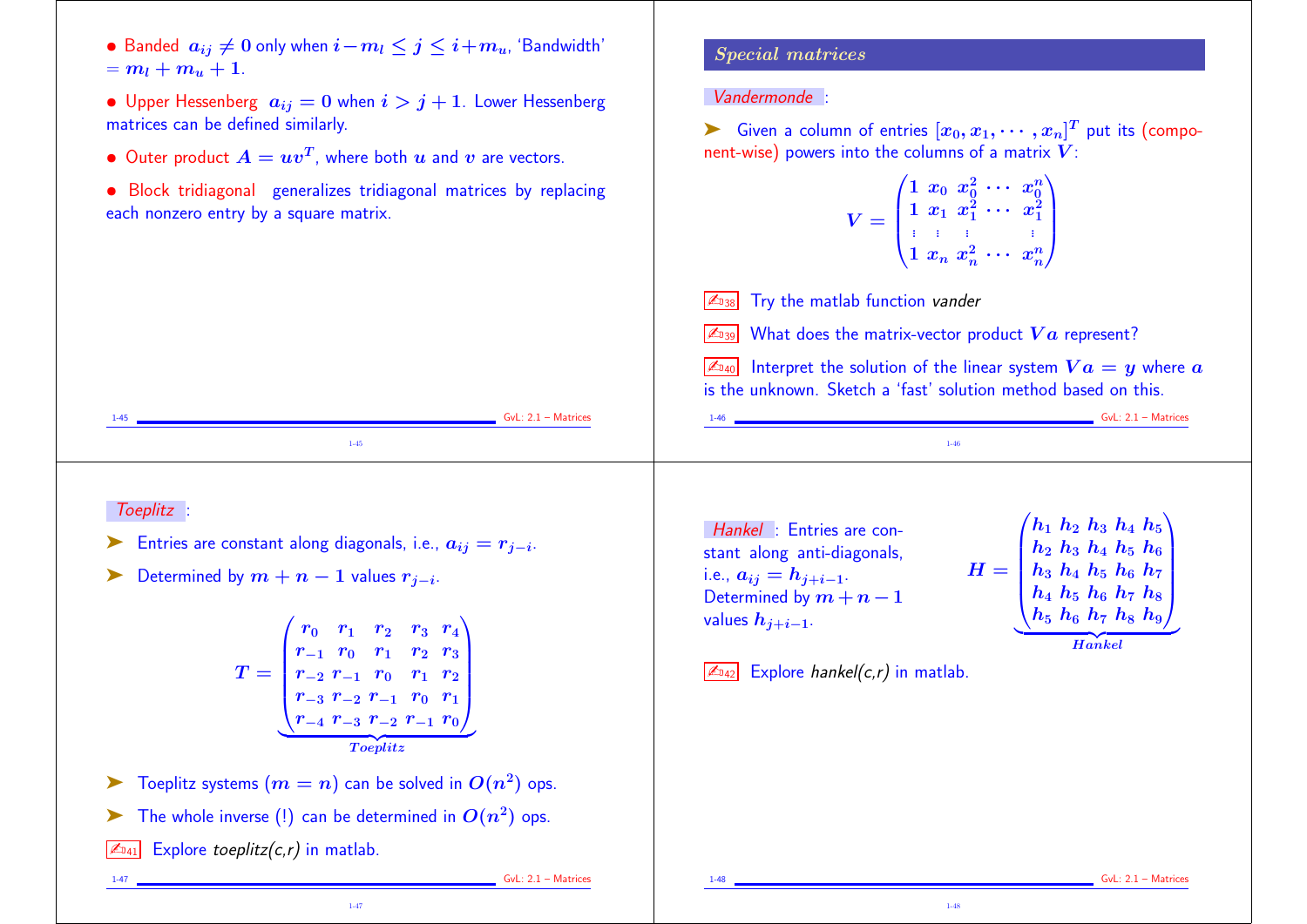- Banded $a_{ij} \neq 0$ only when $i - m_l \leq j \leq i + m_u$, 'Bandwidth' $= m_l + m_u + 1$.
- Upper Hessenberg $a_{ij} = 0$ when $i > j + 1$. Lower Hessenberg matrices can be defined similarly.
- Outer product $A = uv^T$, where both $u$ and $v$ are vectors.
- Block tridiagonal generalizes tridiagonal matrices by replacing each nonzero entry by a square matrix.

## Special matrices

*Vandermonde*:

➤ Given a column of entries $[x_0, x_1, \cdots, x_n]^T$ put its (component-wise) powers into the columns of a matrix $V$:

$$V = \begin{pmatrix} 1 & x_0 & x_0^2 & \cdots & x_0^n \\ 1 & x_1 & x_1^2 & \cdots & x_1^2 \\ \vdots & \vdots & \vdots & & \vdots \\ 1 & x_n & x_n^2 & \cdots & x_n^n \end{pmatrix}$$

✍38 Try the matlab function *vander*

✍39 What does the matrix-vector product $Va$ represent?

✍40 Interpret the solution of the linear system $Va = y$ where $a$ is the unknown. Sketch a 'fast' solution method based on this.

*Toeplitz*:

➤ Entries are constant along diagonals, i.e., $a_{ij} = r_{j-i}$.

➤ Determined by $m + n - 1$ values $r_{j-i}$.

$$T = \underbrace{\begin{pmatrix} r_0 & r_1 & r_2 & r_3 & r_4 \\ r_{-1} & r_0 & r_1 & r_2 & r_3 \\ r_{-2} & r_{-1} & r_0 & r_1 & r_2 \\ r_{-3} & r_{-2} & r_{-1} & r_0 & r_1 \\ r_{-4} & r_{-3} & r_{-2} & r_{-1} & r_0 \end{pmatrix}}_{Toeplitz}$$

➤ Toeplitz systems ($m = n$) can be solved in $O(n^2)$ ops.

➤ The whole inverse (!) can be determined in $O(n^2)$ ops.

✍41 Explore *toeplitz(c,r)* in matlab.

*Hankel*: Entries are constant along anti-diagonals, i.e., $a_{ij} = h_{j+i-1}$. Determined by $m + n - 1$ values $h_{j+i-1}$.

$$H = \underbrace{\begin{pmatrix} h_1 & h_2 & h_3 & h_4 & h_5 \\ h_2 & h_3 & h_4 & h_5 & h_6 \\ h_3 & h_4 & h_5 & h_6 & h_7 \\ h_4 & h_5 & h_6 & h_7 & h_8 \\ h_5 & h_6 & h_7 & h_8 & h_9 \end{pmatrix}}_{Hankel}$$

✍42 Explore *hankel(c,r)* in matlab.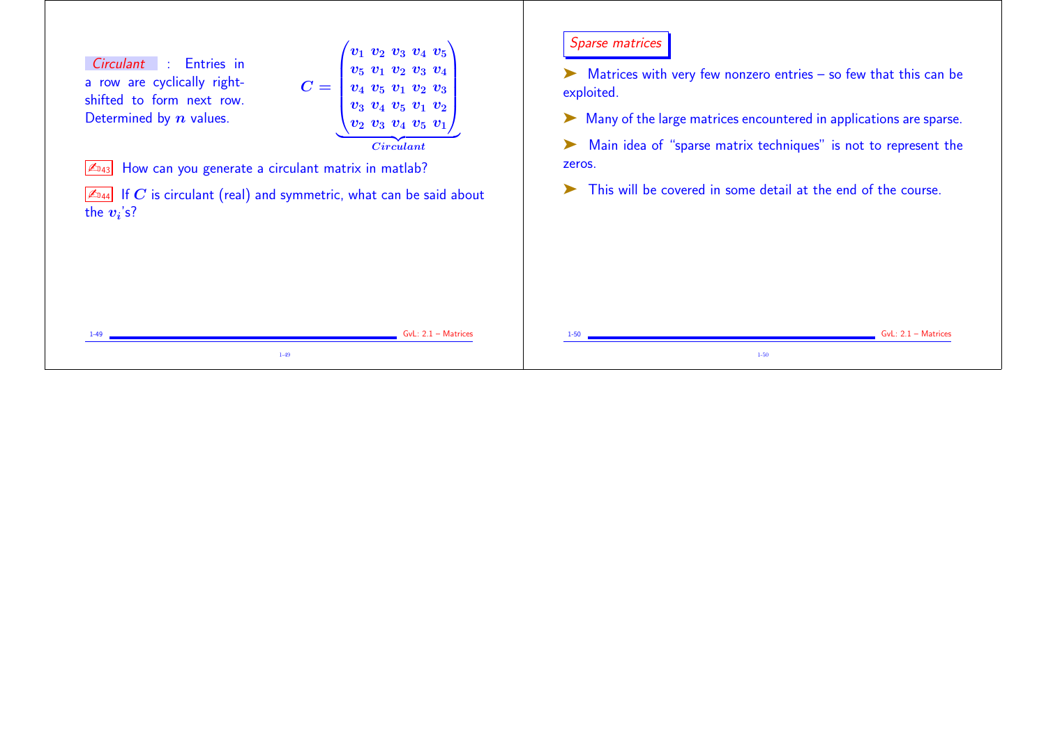*Circulant* : Entries in a row are cyclically right-shifted to form next row. Determined by $n$ values.

$$C = \underbrace{\begin{pmatrix} v_1 & v_2 & v_3 & v_4 & v_5 \\ v_5 & v_1 & v_2 & v_3 & v_4 \\ v_4 & v_5 & v_1 & v_2 & v_3 \\ v_3 & v_4 & v_5 & v_1 & v_2 \\ v_2 & v_3 & v_4 & v_5 & v_1 \end{pmatrix}}_{Circulant}$$

✍43 How can you generate a circulant matrix in matlab?

✍44 If $C$ is circulant (real) and symmetric, what can be said about the $v_i$'s?

## Sparse matrices

➤ Matrices with very few nonzero entries – so few that this can be exploited.

➤ Many of the large matrices encountered in applications are sparse.

➤ Main idea of "sparse matrix techniques" is not to represent the zeros.

➤ This will be covered in some detail at the end of the course.